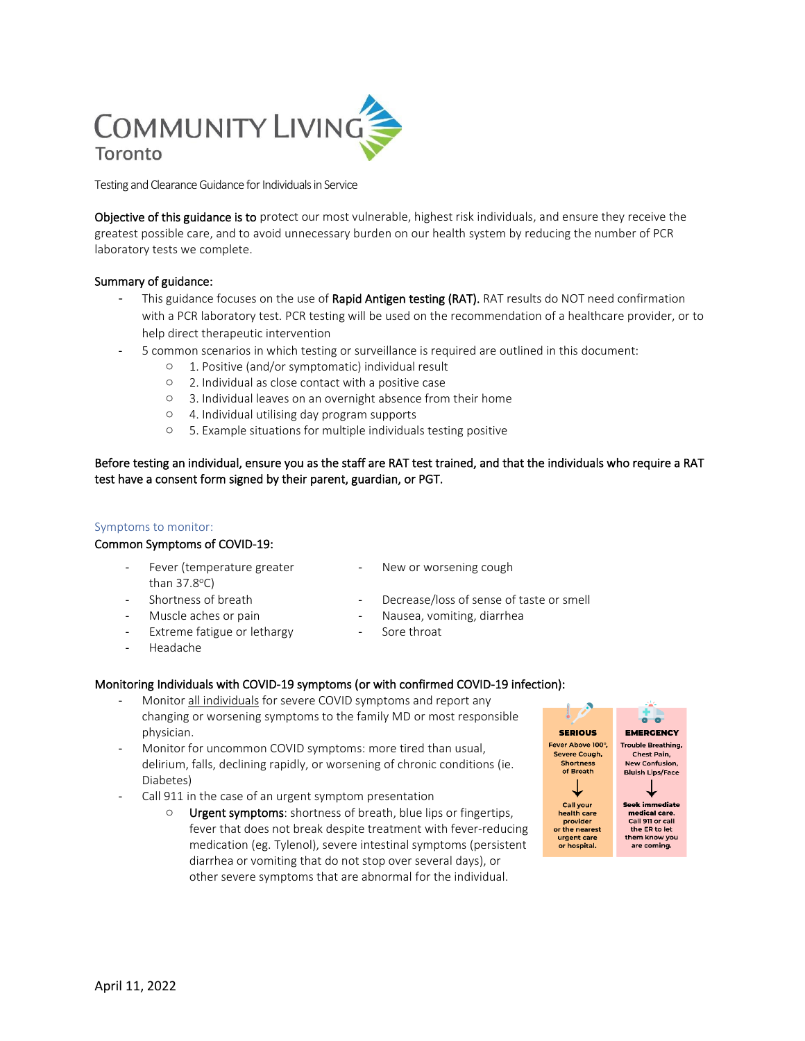# Community Living Toronto

Testing and Clearance Guidance for Individuals in Service

**Objective of this guidance is to** protect our most vulnerable, highest risk individuals, and ensure they receive the greatest possible care, and to avoid unnecessary burden on our health system by reducing the number of PCR laboratory tests we complete.

**Summary of guidance:**

- This guidance focuses on the use of **Rapid Antigen testing (RAT).** RAT results do NOT need confirmation with a PCR laboratory test. PCR testing will be used on the recommendation of a healthcare provider, or to help direct therapeutic intervention
- 5 common scenarios in which testing or surveillance is required are outlined in this document:
  - 1. Positive (and/or symptomatic) individual result
  - 2. Individual as close contact with a positive case
  - 3. Individual leaves on an overnight absence from their home
  - 4. Individual utilising day program supports
  - 5. Example situations for multiple individuals testing positive

**Before testing an individual, ensure you as the staff are RAT test trained, and that the individuals who require a RAT test have a consent form signed by their parent, guardian, or PGT.**

## Symptoms to monitor:

**Common Symptoms of COVID-19:**

- Fever (temperature greater than 37.8°C)
- Shortness of breath
- Muscle aches or pain
- Extreme fatigue or lethargy
- Headache
- New or worsening cough
- Decrease/loss of sense of taste or smell
- Nausea, vomiting, diarrhea
- Sore throat

**Monitoring Individuals with COVID-19 symptoms (or with confirmed COVID-19 infection):**

- Monitor <u>all individuals</u> for severe COVID symptoms and report any changing or worsening symptoms to the family MD or most responsible physician.
- Monitor for uncommon COVID symptoms: more tired than usual, delirium, falls, declining rapidly, or worsening of chronic conditions (ie. Diabetes)
- Call 911 in the case of an urgent symptom presentation
  - **Urgent symptoms**: shortness of breath, blue lips or fingertips, fever that does not break despite treatment with fever-reducing medication (eg. Tylenol), severe intestinal symptoms (persistent diarrhea or vomiting that do not stop over several days), or other severe symptoms that are abnormal for the individual.

| SERIOUS | EMERGENCY |
| --- | --- |
| Fever Above 100°, Severe Cough, Shortness of Breath | Trouble Breathing, Chest Pain, New Confusion, Bluish Lips/Face |
| ↓ | ↓ |
| Call your health care provider or the nearest urgent care or hospital. | **Seek immediate medical care.** Call 911 or call the ER to let them know you are coming. |

April 11, 2022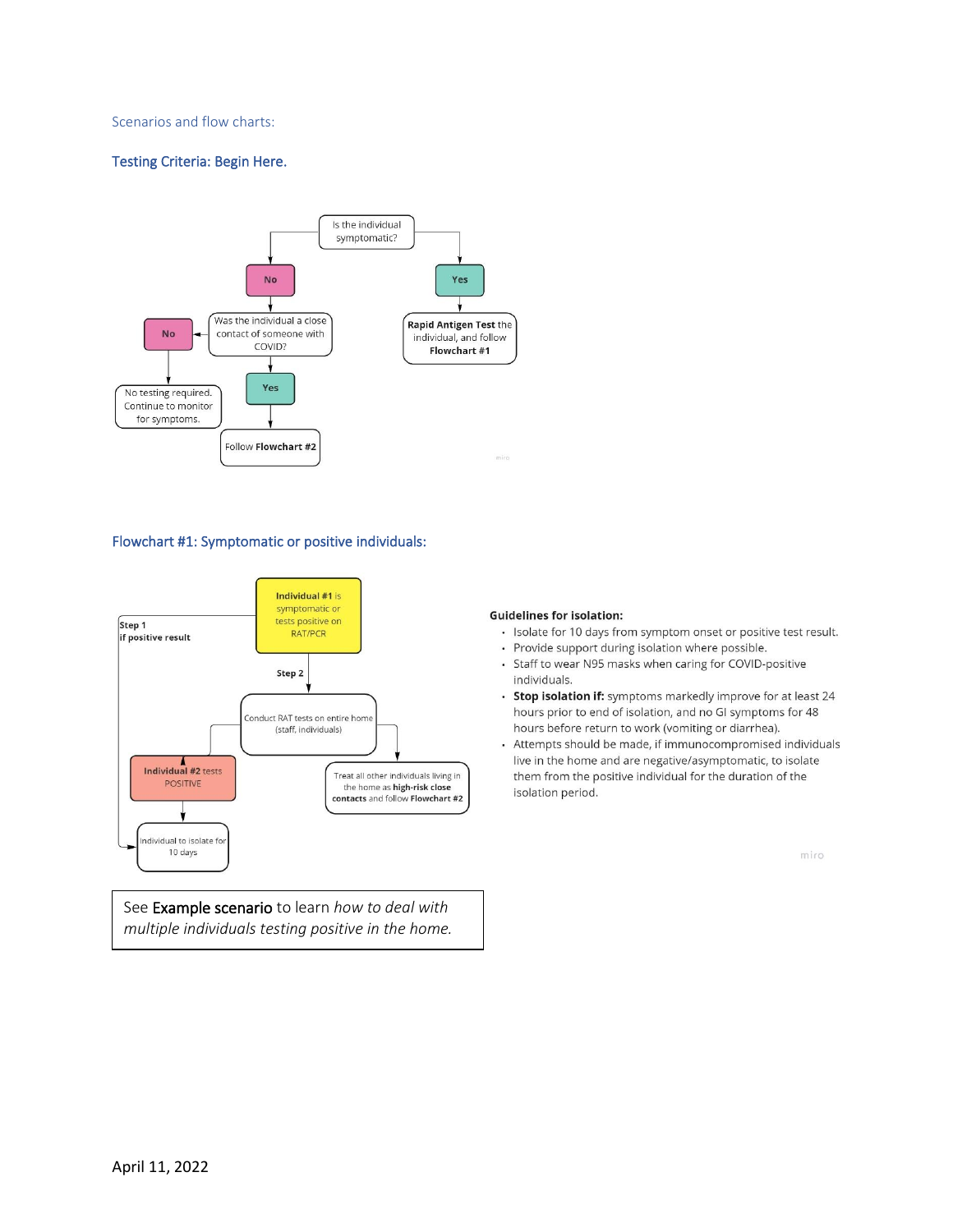Scenarios and flow charts:

## Testing Criteria: Begin Here.

Is the individual symptomatic?

- **No** → Was the individual a close contact of someone with COVID?
  - **No** → No testing required. Continue to monitor for symptoms.
  - **Yes** → Follow **Flowchart #2**
- **Yes** → **Rapid Antigen Test** the individual, and follow **Flowchart #1**

## Flowchart #1: Symptomatic or positive individuals:

**Individual #1** is symptomatic or tests positive on RAT/PCR

- **Step 1 if positive result** → Individual to isolate for 10 days
- **Step 2** → Conduct RAT tests on entire home (staff, individuals)
  - **Individual #2** tests POSITIVE → Individual to isolate for 10 days
  - Treat all other individuals living in the home as **high-risk close contacts** and follow **Flowchart #2**

**Guidelines for isolation:**

- Isolate for 10 days from symptom onset or positive test result.
- Provide support during isolation where possible.
- Staff to wear N95 masks when caring for COVID-positive individuals.
- **Stop isolation if:** symptoms markedly improve for at least 24 hours prior to end of isolation, and no GI symptoms for 48 hours before return to work (vomiting or diarrhea).
- Attempts should be made, if immunocompromised individuals live in the home and are negative/asymptomatic, to isolate them from the positive individual for the duration of the isolation period.

See **Example scenario** to learn *how to deal with multiple individuals testing positive in the home.*

April 11, 2022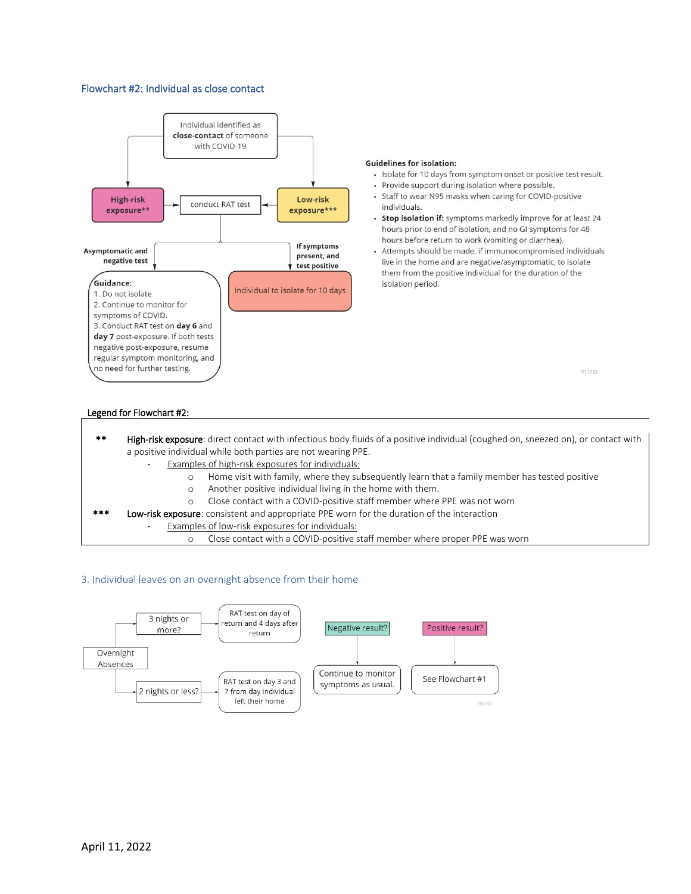### Flowchart #2: Individual as close contact

Individual identified as **close-contact** of someone with COVID-19

- **High-risk exposure\*\*** → conduct RAT test ← **Low-risk exposure\*\*\***

**Asymptomatic and negative test**

**Guidance:**
1. Do not isolate
2. Continue to monitor for symptoms of COVID.
3. Conduct RAT test on **day 6** and **day 7** post-exposure. If both tests negative post-exposure, resume regular symptom monitoring, and no need for further testing.

**If symptoms present, and test positive**

Individual to isolate for 10 days

**Guidelines for isolation:**
- Isolate for 10 days from symptom onset or positive test result.
- Provide support during isolation where possible.
- Staff to wear N95 masks when caring for COVID-positive individuals.
- **Stop isolation if:** symptoms markedly improve for at least 24 hours prior to end of isolation, and no GI symptoms for 48 hours before return to work (vomiting or diarrhea).
- Attempts should be made, if immunocompromised individuals live in the home and are negative/asymptomatic, to isolate them from the positive individual for the duration of the isolation period.

**Legend for Flowchart #2:**

\*\* High-risk exposure: direct contact with infectious body fluids of a positive individual (coughed on, sneezed on), or contact with a positive individual while both parties are not wearing PPE.
- Examples of high-risk exposures for individuals:
  - Home visit with family, where they subsequently learn that a family member has tested positive
  - Another positive individual living in the home with them.
  - Close contact with a COVID-positive staff member where PPE was not worn

\*\*\* Low-risk exposure: consistent and appropriate PPE worn for the duration of the interaction
- Examples of low-risk exposures for individuals:
  - Close contact with a COVID-positive staff member where proper PPE was worn

### 3. Individual leaves on an overnight absence from their home

Overnight Absences
- 3 nights or more? → RAT test on day of return and 4 days after return
- 2 nights or less? → RAT test on day 3 and 7 from day individual left their home

Negative result? → Continue to monitor symptoms as usual.

Positive result? → See Flowchart #1

April 11, 2022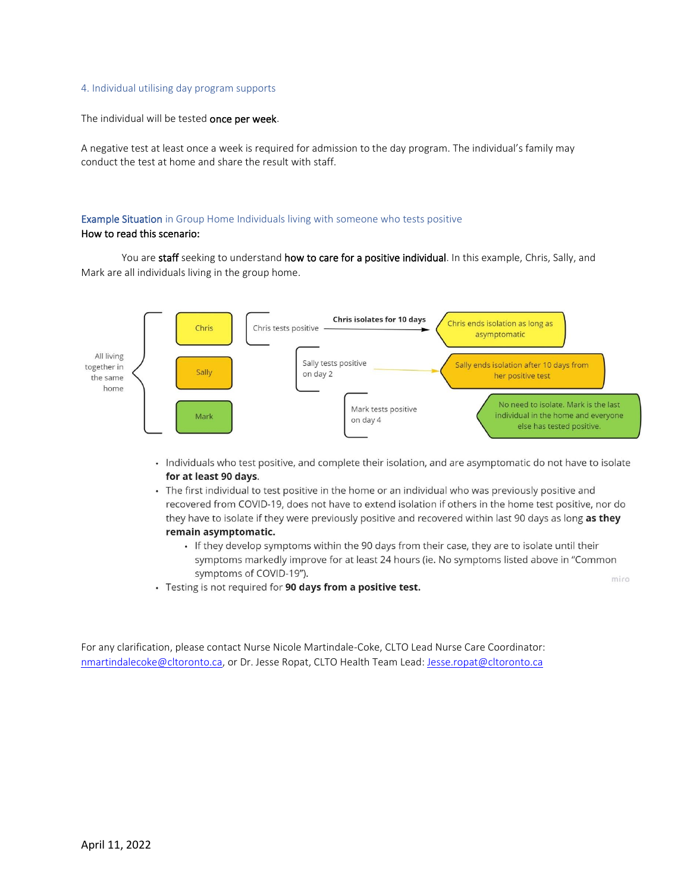### 4. Individual utilising day program supports

The individual will be tested **once per week**.

A negative test at least once a week is required for admission to the day program. The individual's family may conduct the test at home and share the result with staff.

### Example Situation in Group Home Individuals living with someone who tests positive

**How to read this scenario:**

You are **staff** seeking to understand **how to care for a positive individual**. In this example, Chris, Sally, and Mark are all individuals living in the group home.

All living together in the same home

Chris

Sally

Mark

Chris tests positive

Chris isolates for 10 days

Chris ends isolation as long as asymptomatic

Sally tests positive on day 2

Sally ends isolation after 10 days from her positive test

Mark tests positive on day 4

No need to isolate. Mark is the last individual in the home and everyone else has tested positive.

- Individuals who test positive, and complete their isolation, and are asymptomatic do not have to isolate **for at least 90 days**.
- The first individual to test positive in the home or an individual who was previously positive and recovered from COVID-19, does not have to extend isolation if others in the home test positive, nor do they have to isolate if they were previously positive and recovered within last 90 days as long **as they remain asymptomatic.**
  - If they develop symptoms within the 90 days from their case, they are to isolate until their symptoms markedly improve for at least 24 hours (ie. No symptoms listed above in "Common symptoms of COVID-19").
- Testing is not required for **90 days from a positive test.**

For any clarification, please contact Nurse Nicole Martindale-Coke, CLTO Lead Nurse Care Coordinator: nmartindalecoke@cltoronto.ca, or Dr. Jesse Ropat, CLTO Health Team Lead: Jesse.ropat@cltoronto.ca

April 11, 2022